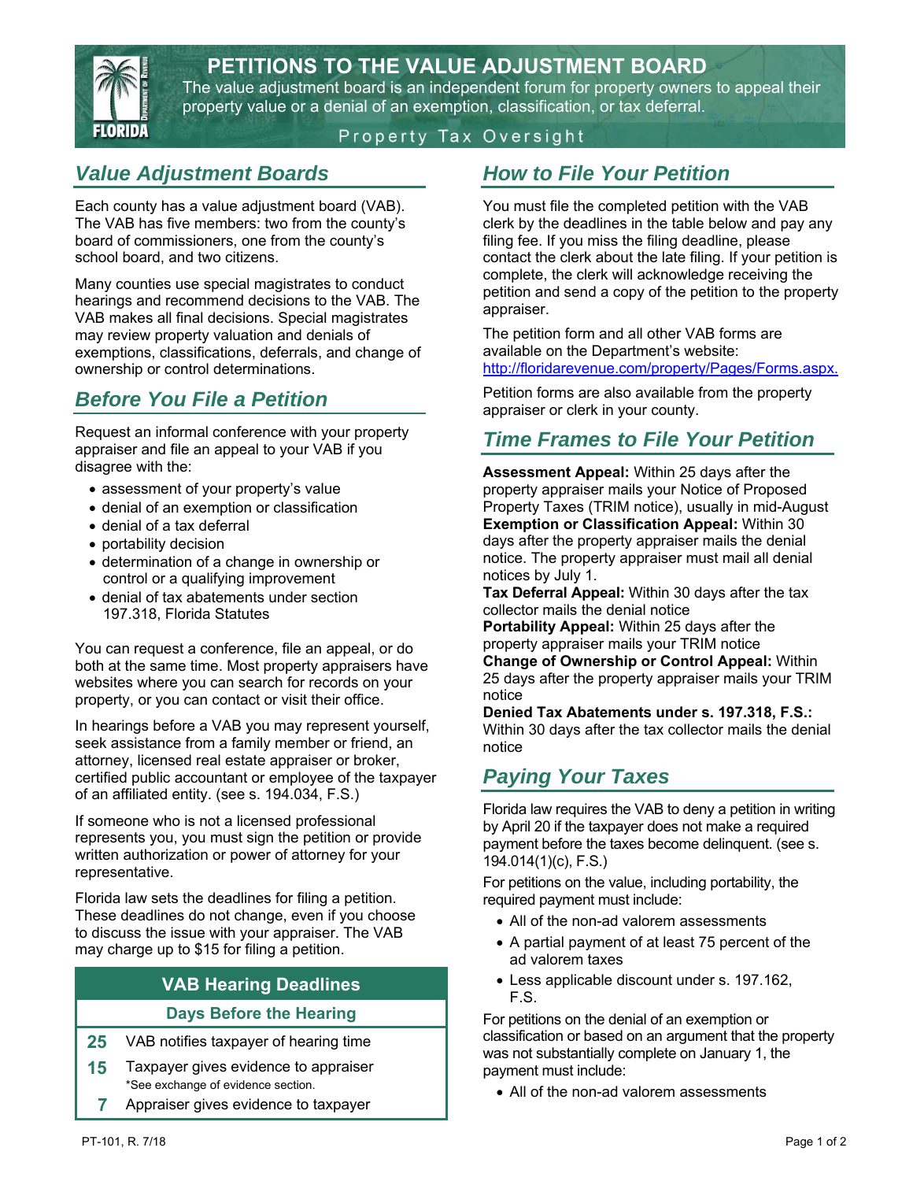# PETITIONS TO THE VALUE ADJUSTMENT BOARD

The value adjustment board is an independent forum for property owners to appeal their property value or a denial of an exemption, classification, or tax deferral.

Property Tax Oversight

## Value Adjustment Boards

Each county has a value adjustment board (VAB). The VAB has five members: two from the county's board of commissioners, one from the county's school board, and two citizens.

Many counties use special magistrates to conduct hearings and recommend decisions to the VAB. The VAB makes all final decisions. Special magistrates may review property valuation and denials of exemptions, classifications, deferrals, and change of ownership or control determinations.

## Before You File a Petition

Request an informal conference with your property appraiser and file an appeal to your VAB if you disagree with the:

- assessment of your property's value
- denial of an exemption or classification
- denial of a tax deferral
- portability decision
- determination of a change in ownership or control or a qualifying improvement
- denial of tax abatements under section 197.318, Florida Statutes

You can request a conference, file an appeal, or do both at the same time. Most property appraisers have websites where you can search for records on your property, or you can contact or visit their office.

In hearings before a VAB you may represent yourself, seek assistance from a family member or friend, an attorney, licensed real estate appraiser or broker, certified public accountant or employee of the taxpayer of an affiliated entity. (see s. 194.034, F.S.)

If someone who is not a licensed professional represents you, you must sign the petition or provide written authorization or power of attorney for your representative.

Florida law sets the deadlines for filing a petition. These deadlines do not change, even if you choose to discuss the issue with your appraiser. The VAB may charge up to $15 for filing a petition.

| VAB Hearing Deadlines | |
|---|---|
| **Days Before the Hearing** | |
| 25 | VAB notifies taxpayer of hearing time |
| 15 | Taxpayer gives evidence to appraiser *See exchange of evidence section. |
| 7 | Appraiser gives evidence to taxpayer |

## How to File Your Petition

You must file the completed petition with the VAB clerk by the deadlines in the table below and pay any filing fee. If you miss the filing deadline, please contact the clerk about the late filing. If your petition is complete, the clerk will acknowledge receiving the petition and send a copy of the petition to the property appraiser.

The petition form and all other VAB forms are available on the Department's website: http://floridarevenue.com/property/Pages/Forms.aspx.

Petition forms are also available from the property appraiser or clerk in your county.

## Time Frames to File Your Petition

**Assessment Appeal:** Within 25 days after the property appraiser mails your Notice of Proposed Property Taxes (TRIM notice), usually in mid-August
**Exemption or Classification Appeal:** Within 30 days after the property appraiser mails the denial notice. The property appraiser must mail all denial notices by July 1.
**Tax Deferral Appeal:** Within 30 days after the tax collector mails the denial notice
**Portability Appeal:** Within 25 days after the property appraiser mails your TRIM notice
**Change of Ownership or Control Appeal:** Within 25 days after the property appraiser mails your TRIM notice
**Denied Tax Abatements under s. 197.318, F.S.:** Within 30 days after the tax collector mails the denial notice

## Paying Your Taxes

Florida law requires the VAB to deny a petition in writing by April 20 if the taxpayer does not make a required payment before the taxes become delinquent. (see s. 194.014(1)(c), F.S.)

For petitions on the value, including portability, the required payment must include:

- All of the non-ad valorem assessments
- A partial payment of at least 75 percent of the ad valorem taxes
- Less applicable discount under s. 197.162, F.S.

For petitions on the denial of an exemption or classification or based on an argument that the property was not substantially complete on January 1, the payment must include:

- All of the non-ad valorem assessments

PT-101, R. 7/18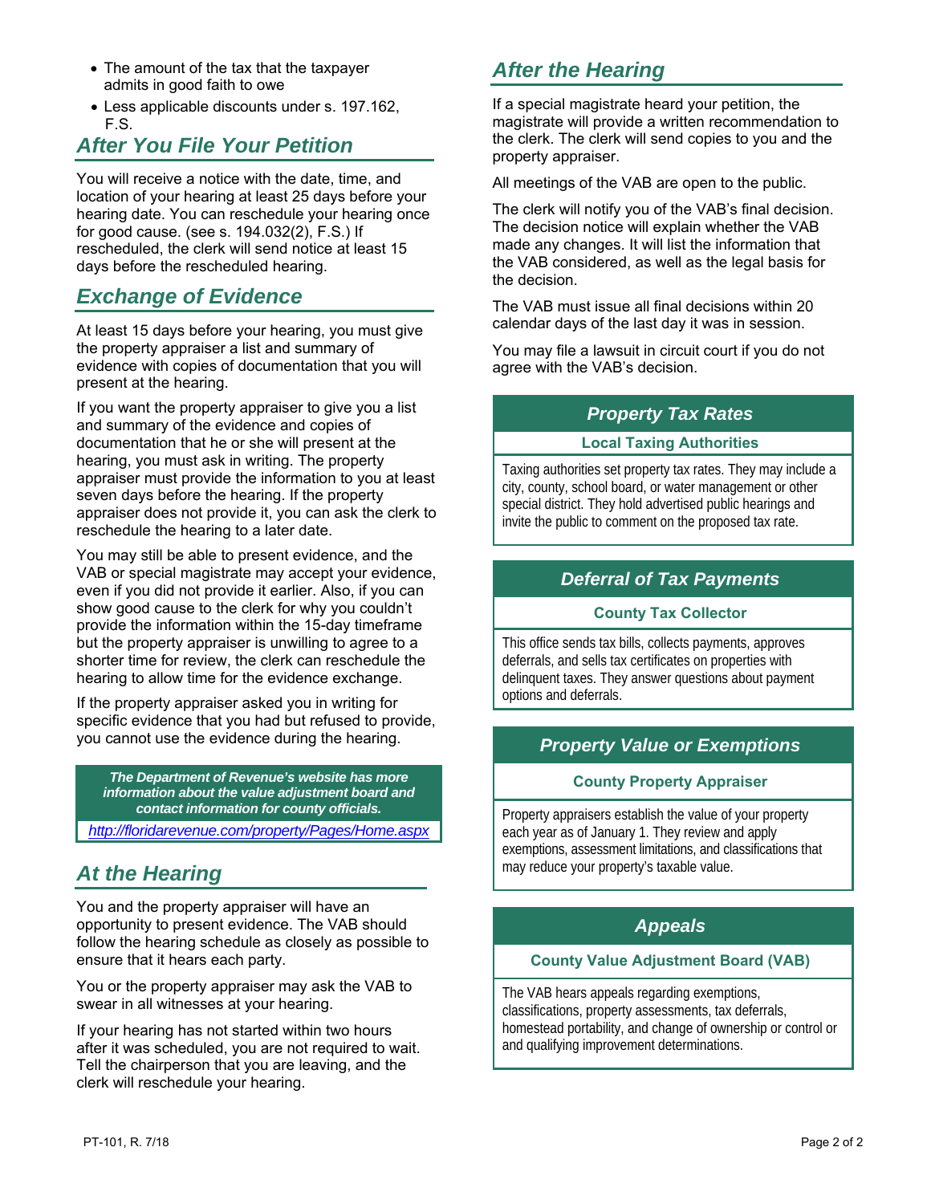- The amount of the tax that the taxpayer admits in good faith to owe
- Less applicable discounts under s. 197.162, F.S.

## After You File Your Petition

You will receive a notice with the date, time, and location of your hearing at least 25 days before your hearing date. You can reschedule your hearing once for good cause. (see s. 194.032(2), F.S.) If rescheduled, the clerk will send notice at least 15 days before the rescheduled hearing.

## Exchange of Evidence

At least 15 days before your hearing, you must give the property appraiser a list and summary of evidence with copies of documentation that you will present at the hearing.

If you want the property appraiser to give you a list and summary of the evidence and copies of documentation that he or she will present at the hearing, you must ask in writing. The property appraiser must provide the information to you at least seven days before the hearing. If the property appraiser does not provide it, you can ask the clerk to reschedule the hearing to a later date.

You may still be able to present evidence, and the VAB or special magistrate may accept your evidence, even if you did not provide it earlier. Also, if you can show good cause to the clerk for why you couldn't provide the information within the 15-day timeframe but the property appraiser is unwilling to agree to a shorter time for review, the clerk can reschedule the hearing to allow time for the evidence exchange.

If the property appraiser asked you in writing for specific evidence that you had but refused to provide, you cannot use the evidence during the hearing.

***The Department of Revenue's website has more information about the value adjustment board and contact information for county officials.***

*http://floridarevenue.com/property/Pages/Home.aspx*

## At the Hearing

You and the property appraiser will have an opportunity to present evidence. The VAB should follow the hearing schedule as closely as possible to ensure that it hears each party.

You or the property appraiser may ask the VAB to swear in all witnesses at your hearing.

If your hearing has not started within two hours after it was scheduled, you are not required to wait. Tell the chairperson that you are leaving, and the clerk will reschedule your hearing.

## After the Hearing

If a special magistrate heard your petition, the magistrate will provide a written recommendation to the clerk. The clerk will send copies to you and the property appraiser.

All meetings of the VAB are open to the public.

The clerk will notify you of the VAB's final decision. The decision notice will explain whether the VAB made any changes. It will list the information that the VAB considered, as well as the legal basis for the decision.

The VAB must issue all final decisions within 20 calendar days of the last day it was in session.

You may file a lawsuit in circuit court if you do not agree with the VAB's decision.

### Property Tax Rates

**Local Taxing Authorities**

Taxing authorities set property tax rates. They may include a city, county, school board, or water management or other special district. They hold advertised public hearings and invite the public to comment on the proposed tax rate.

### Deferral of Tax Payments

**County Tax Collector**

This office sends tax bills, collects payments, approves deferrals, and sells tax certificates on properties with delinquent taxes. They answer questions about payment options and deferrals.

### Property Value or Exemptions

**County Property Appraiser**

Property appraisers establish the value of your property each year as of January 1. They review and apply exemptions, assessment limitations, and classifications that may reduce your property's taxable value.

### Appeals

**County Value Adjustment Board (VAB)**

The VAB hears appeals regarding exemptions, classifications, property assessments, tax deferrals, homestead portability, and change of ownership or control or and qualifying improvement determinations.

PT-101, R. 7/18